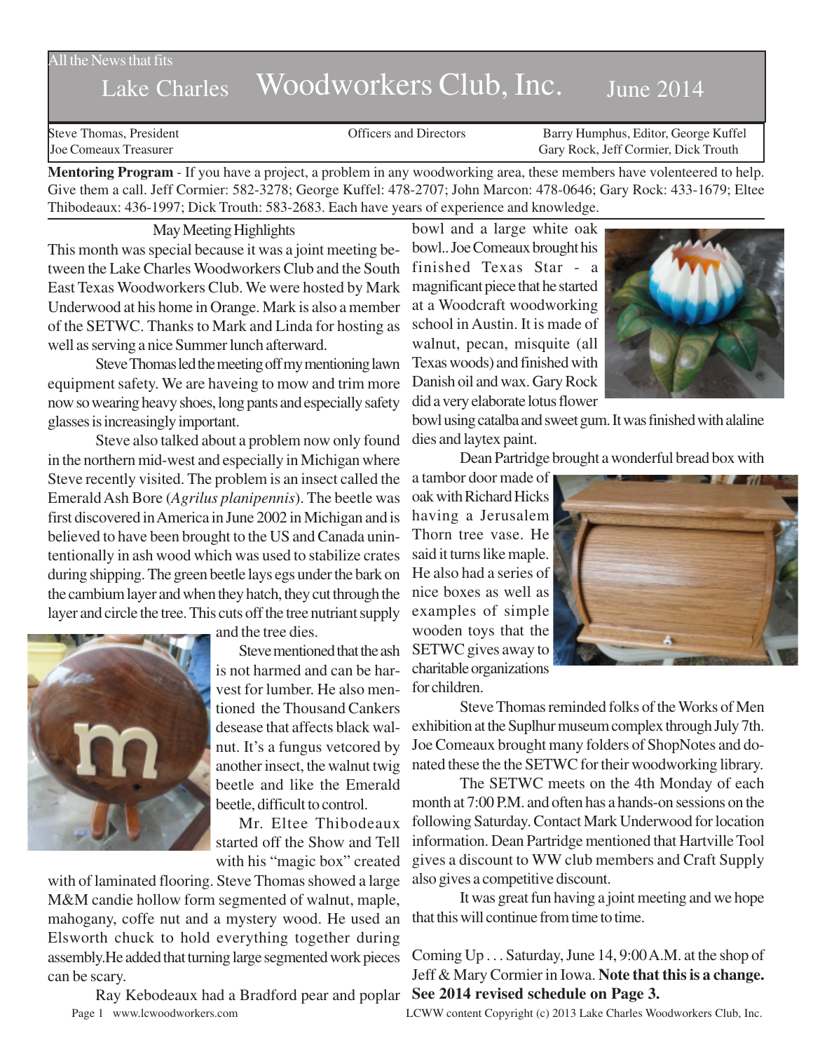All the News that fits

# Lake Charles Woodworkers Club, Inc. June 2014

Steve Thomas, President
Joe Comeaux Treasurer

Officers and Directors

Barry Humphus, Editor, George Kuffel
Gary Rock, Jeff Cormier, Dick Trouth

**Mentoring Program** - If you have a project, a problem in any woodworking area, these members have volenteered to help. Give them a call. Jeff Cormier: 582-3278; George Kuffel: 478-2707; John Marcon: 478-0646; Gary Rock: 433-1679; Eltee Thibodeaux: 436-1997; Dick Trouth: 583-2683. Each have years of experience and knowledge.

## May Meeting Highlights

This month was special because it was a joint meeting between the Lake Charles Woodworkers Club and the South East Texas Woodworkers Club. We were hosted by Mark Underwood at his home in Orange. Mark is also a member of the SETWC. Thanks to Mark and Linda for hosting as well as serving a nice Summer lunch afterward.

Steve Thomas led the meeting off my mentioning lawn equipment safety. We are haveing to mow and trim more now so wearing heavy shoes, long pants and especially safety glasses is increasingly important.

Steve also talked about a problem now only found in the northern mid-west and especially in Michigan where Steve recently visited. The problem is an insect called the Emerald Ash Bore (*Agrilus planipennis*). The beetle was first discovered in America in June 2002 in Michigan and is believed to have been brought to the US and Canada unintentionally in ash wood which was used to stabilize crates during shipping. The green beetle lays eggs under the bark on the cambium layer and when they hatch, they cut through the layer and circle the tree. This cuts off the tree nutriant supply and the tree dies.

Steve mentioned that the ash is not harmed and can be harvest for lumber. He also mentioned the Thousand Cankers desease that affects black walnut. It's a fungus vetcored by another insect, the walnut twig beetle and like the Emerald beetle, difficult to control.

Mr. Eltee Thibodeaux started off the Show and Tell with his "magic box" created with of laminated flooring. Steve Thomas showed a large M&M candie hollow form segmented of walnut, maple, mahogany, coffe nut and a mystery wood. He used an Elsworth chuck to hold everything together during assembly.He added that turning large segmented work pieces can be scary.

Ray Kebodeaux had a Bradford pear and poplar bowl and a large white oak bowl.. Joe Comeaux brought his finished Texas Star - a magnificant piece that he started at a Woodcraft woodworking school in Austin. It is made of walnut, pecan, misquite (all Texas woods) and finished with Danish oil and wax. Gary Rock did a very elaborate lotus flower bowl using catalba and sweet gum. It was finished with alaline dies and laytex paint.

Dean Partridge brought a wonderful bread box with a tambor door made of oak with Richard Hicks having a Jerusalem Thorn tree vase. He said it turns like maple. He also had a series of nice boxes as well as examples of simple wooden toys that the SETWC gives away to charitable organizations for children.

Steve Thomas reminded folks of the Works of Men exhibition at the Suplhur museum complex through July 7th. Joe Comeaux brought many folders of ShopNotes and donated these the the SETWC for their woodworking library.

The SETWC meets on the 4th Monday of each month at 7:00 P.M. and often has a hands-on sessions on the following Saturday. Contact Mark Underwood for location information. Dean Partridge mentioned that Hartville Tool gives a discount to WW club members and Craft Supply also gives a competitive discount.

It was great fun having a joint meeting and we hope that this will continue from time to time.

Coming Up . . . Saturday, June 14, 9:00 A.M. at the shop of Jeff & Mary Cormier in Iowa. **Note that this is a change. See 2014 revised schedule on Page 3.**

www.lcwoodworkers.com

LCWW content Copyright (c) 2013 Lake Charles Woodworkers Club, Inc.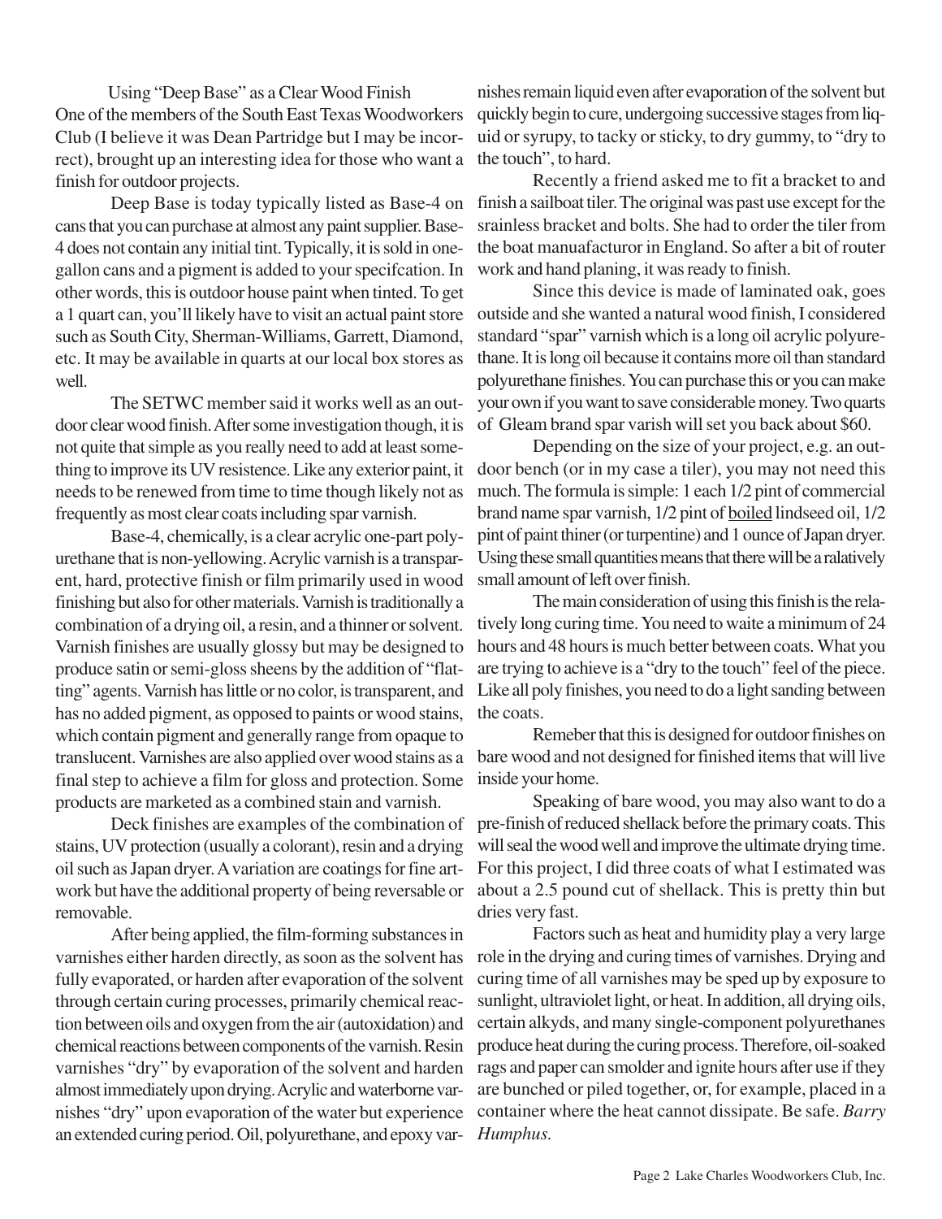## Using "Deep Base" as a Clear Wood Finish

One of the members of the South East Texas Woodworkers Club (I believe it was Dean Partridge but I may be incorrect), brought up an interesting idea for those who want a finish for outdoor projects.

Deep Base is today typically listed as Base-4 on cans that you can purchase at almost any paint supplier. Base-4 does not contain any initial tint. Typically, it is sold in one-gallon cans and a pigment is added to your specifcation. In other words, this is outdoor house paint when tinted. To get a 1 quart can, you'll likely have to visit an actual paint store such as South City, Sherman-Williams, Garrett, Diamond, etc. It may be available in quarts at our local box stores as well.

The SETWC member said it works well as an outdoor clear wood finish. After some investigation though, it is not quite that simple as you really need to add at least something to improve its UV resistence. Like any exterior paint, it needs to be renewed from time to time though likely not as frequently as most clear coats including spar varnish.

Base-4, chemically, is a clear acrylic one-part polyurethane that is non-yellowing. Acrylic varnish is a transparent, hard, protective finish or film primarily used in wood finishing but also for other materials. Varnish is traditionally a combination of a drying oil, a resin, and a thinner or solvent. Varnish finishes are usually glossy but may be designed to produce satin or semi-gloss sheens by the addition of "flatting" agents. Varnish has little or no color, is transparent, and has no added pigment, as opposed to paints or wood stains, which contain pigment and generally range from opaque to translucent. Varnishes are also applied over wood stains as a final step to achieve a film for gloss and protection. Some products are marketed as a combined stain and varnish.

Deck finishes are examples of the combination of stains, UV protection (usually a colorant), resin and a drying oil such as Japan dryer. A variation are coatings for fine artwork but have the additional property of being reversable or removable.

After being applied, the film-forming substances in varnishes either harden directly, as soon as the solvent has fully evaporated, or harden after evaporation of the solvent through certain curing processes, primarily chemical reaction between oils and oxygen from the air (autoxidation) and chemical reactions between components of the varnish. Resin varnishes "dry" by evaporation of the solvent and harden almost immediately upon drying. Acrylic and waterborne varnishes "dry" upon evaporation of the water but experience an extended curing period. Oil, polyurethane, and epoxy varnishes remain liquid even after evaporation of the solvent but quickly begin to cure, undergoing successive stages from liquid or syrupy, to tacky or sticky, to dry gummy, to "dry to the touch", to hard.

Recently a friend asked me to fit a bracket to and finish a sailboat tiler. The original was past use except for the srainless bracket and bolts. She had to order the tiler from the boat manuafacturor in England. So after a bit of router work and hand planing, it was ready to finish.

Since this device is made of laminated oak, goes outside and she wanted a natural wood finish, I considered standard "spar" varnish which is a long oil acrylic polyurethane. It is long oil because it contains more oil than standard polyurethane finishes. You can purchase this or you can make your own if you want to save considerable money. Two quarts of Gleam brand spar varish will set you back about $60.

Depending on the size of your project, e.g. an outdoor bench (or in my case a tiler), you may not need this much. The formula is simple: 1 each 1/2 pint of commercial brand name spar varnish, 1/2 pint of boiled lindseed oil, 1/2 pint of paint thiner (or turpentine) and 1 ounce of Japan dryer. Using these small quantities means that there will be a ralatively small amount of left over finish.

The main consideration of using this finish is the relatively long curing time. You need to waite a minimum of 24 hours and 48 hours is much better between coats. What you are trying to achieve is a "dry to the touch" feel of the piece. Like all poly finishes, you need to do a light sanding between the coats.

Remeber that this is designed for outdoor finishes on bare wood and not designed for finished items that will live inside your home.

Speaking of bare wood, you may also want to do a pre-finish of reduced shellack before the primary coats. This will seal the wood well and improve the ultimate drying time. For this project, I did three coats of what I estimated was about a 2.5 pound cut of shellack. This is pretty thin but dries very fast.

Factors such as heat and humidity play a very large role in the drying and curing times of varnishes. Drying and curing time of all varnishes may be sped up by exposure to sunlight, ultraviolet light, or heat. In addition, all drying oils, certain alkyds, and many single-component polyurethanes produce heat during the curing process. Therefore, oil-soaked rags and paper can smolder and ignite hours after use if they are bunched or piled together, or, for example, placed in a container where the heat cannot dissipate. Be safe. *Barry Humphus.*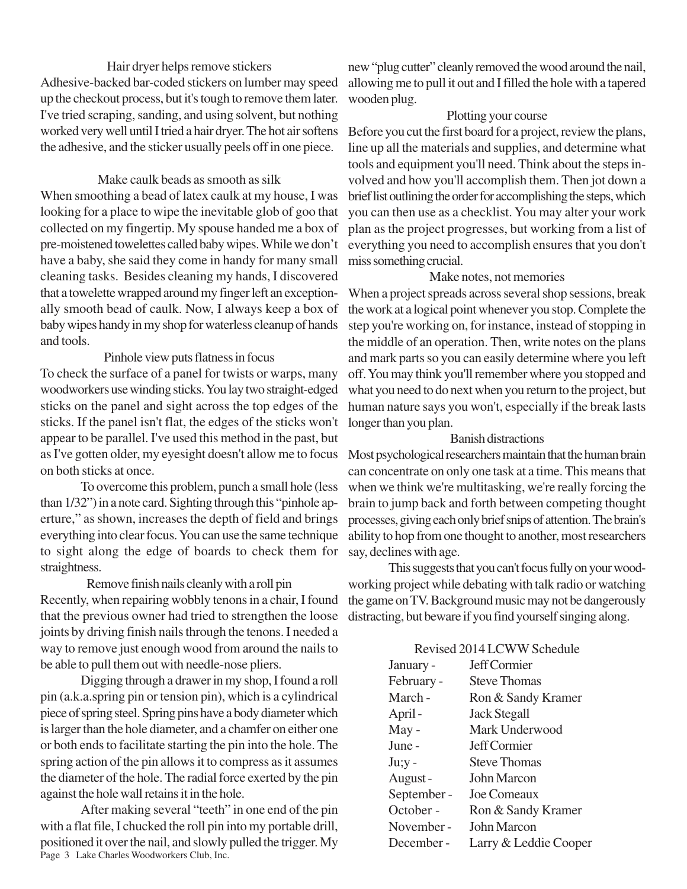### Hair dryer helps remove stickers

Adhesive-backed bar-coded stickers on lumber may speed up the checkout process, but it's tough to remove them later. I've tried scraping, sanding, and using solvent, but nothing worked very well until I tried a hair dryer. The hot air softens the adhesive, and the sticker usually peels off in one piece.

### Make caulk beads as smooth as silk

When smoothing a bead of latex caulk at my house, I was looking for a place to wipe the inevitable glob of goo that collected on my fingertip. My spouse handed me a box of pre-moistened towelettes called baby wipes. While we don't have a baby, she said they come in handy for many small cleaning tasks. Besides cleaning my hands, I discovered that a towelette wrapped around my finger left an exceptionally smooth bead of caulk. Now, I always keep a box of baby wipes handy in my shop for waterless cleanup of hands and tools.

### Pinhole view puts flatness in focus

To check the surface of a panel for twists or warps, many woodworkers use winding sticks. You lay two straight-edged sticks on the panel and sight across the top edges of the sticks. If the panel isn't flat, the edges of the sticks won't appear to be parallel. I've used this method in the past, but as I've gotten older, my eyesight doesn't allow me to focus on both sticks at once.

To overcome this problem, punch a small hole (less than 1/32") in a note card. Sighting through this "pinhole aperture," as shown, increases the depth of field and brings everything into clear focus. You can use the same technique to sight along the edge of boards to check them for straightness.

### Remove finish nails cleanly with a roll pin

Recently, when repairing wobbly tenons in a chair, I found that the previous owner had tried to strengthen the loose joints by driving finish nails through the tenons. I needed a way to remove just enough wood from around the nails to be able to pull them out with needle-nose pliers.

Digging through a drawer in my shop, I found a roll pin (a.k.a.spring pin or tension pin), which is a cylindrical piece of spring steel. Spring pins have a body diameter which is larger than the hole diameter, and a chamfer on either one or both ends to facilitate starting the pin into the hole. The spring action of the pin allows it to compress as it assumes the diameter of the hole. The radial force exerted by the pin against the hole wall retains it in the hole.

After making several "teeth" in one end of the pin with a flat file, I chucked the roll pin into my portable drill, positioned it over the nail, and slowly pulled the trigger. My new "plug cutter" cleanly removed the wood around the nail, allowing me to pull it out and I filled the hole with a tapered wooden plug.

### Plotting your course

Before you cut the first board for a project, review the plans, line up all the materials and supplies, and determine what tools and equipment you'll need. Think about the steps involved and how you'll accomplish them. Then jot down a brief list outlining the order for accomplishing the steps, which you can then use as a checklist. You may alter your work plan as the project progresses, but working from a list of everything you need to accomplish ensures that you don't miss something crucial.

### Make notes, not memories

When a project spreads across several shop sessions, break the work at a logical point whenever you stop. Complete the step you're working on, for instance, instead of stopping in the middle of an operation. Then, write notes on the plans and mark parts so you can easily determine where you left off. You may think you'll remember where you stopped and what you need to do next when you return to the project, but human nature says you won't, especially if the break lasts longer than you plan.

### Banish distractions

Most psychological researchers maintain that the human brain can concentrate on only one task at a time. This means that when we think we're multitasking, we're really forcing the brain to jump back and forth between competing thought processes, giving each only brief snips of attention. The brain's ability to hop from one thought to another, most researchers say, declines with age.

This suggests that you can't focus fully on your woodworking project while debating with talk radio or watching the game on TV. Background music may not be dangerously distracting, but beware if you find yourself singing along.

### Revised 2014 LCWW Schedule

| | |
|---|---|
| January - | Jeff Cormier |
| February - | Steve Thomas |
| March - | Ron & Sandy Kramer |
| April - | Jack Stegall |
| May - | Mark Underwood |
| June - | Jeff Cormier |
| Ju;y - | Steve Thomas |
| August - | John Marcon |
| September - | Joe Comeaux |
| October - | Ron & Sandy Kramer |
| November - | John Marcon |
| December - | Larry & Leddie Cooper |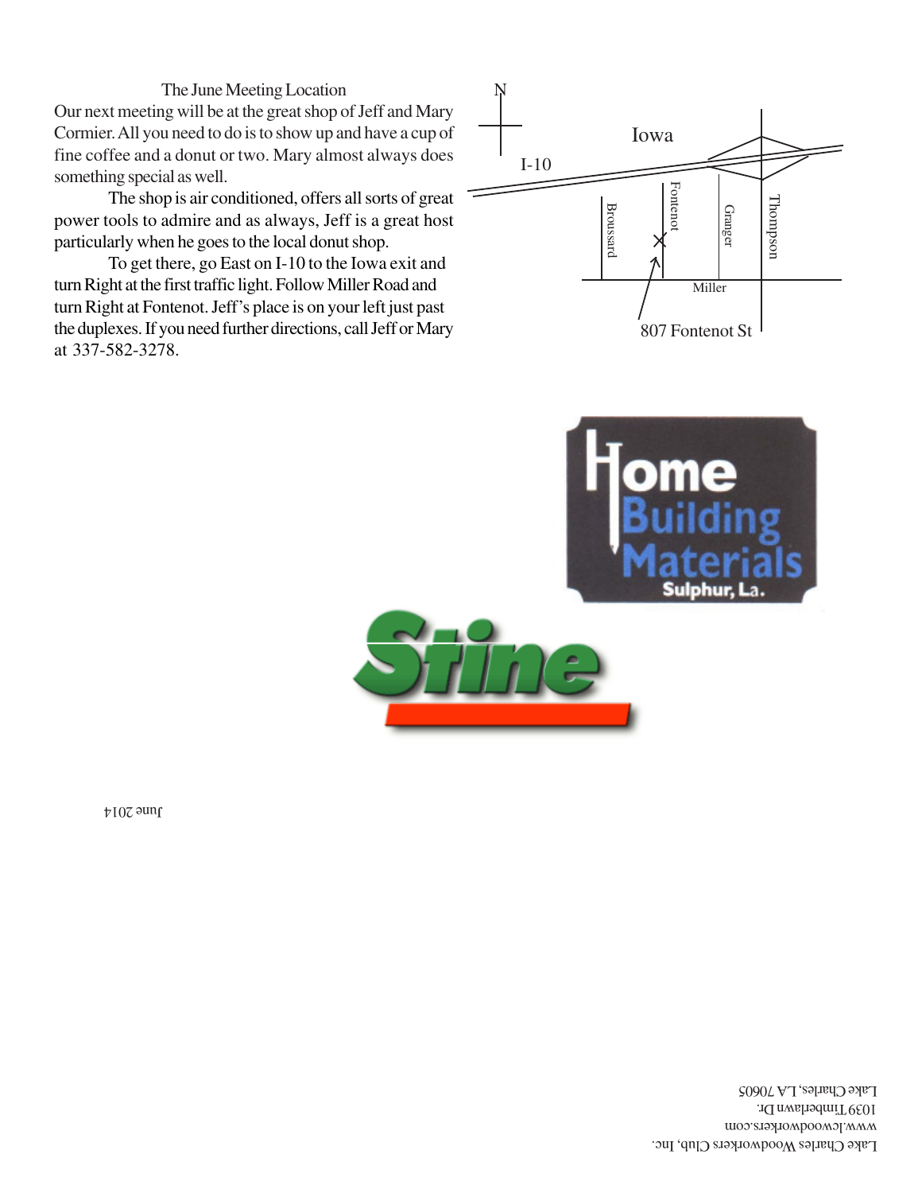## The June Meeting Location

Our next meeting will be at the great shop of Jeff and Mary Cormier. All you need to do is to show up and have a cup of fine coffee and a donut or two. Mary almost always does something special as well.

The shop is air conditioned, offers all sorts of great power tools to admire and as always, Jeff is a great host particularly when he goes to the local donut shop.

To get there, go East on I-10 to the Iowa exit and turn Right at the first traffic light. Follow Miller Road and turn Right at Fontenot. Jeff's place is on your left just past the duplexes. If you need further directions, call Jeff or Mary at 337-582-3278.

N

Iowa

I-10

Broussard

Fontenot

Granger

Thompson

Miller

807 Fontenot St

Home Building Materials

Sulphur, La.

Stine

June 2014

Lake Charles Woodworkers Club, Inc.
www.lcwoodworkers.com
1039 Timberlawn Dr.
Lake Charles, LA 70605